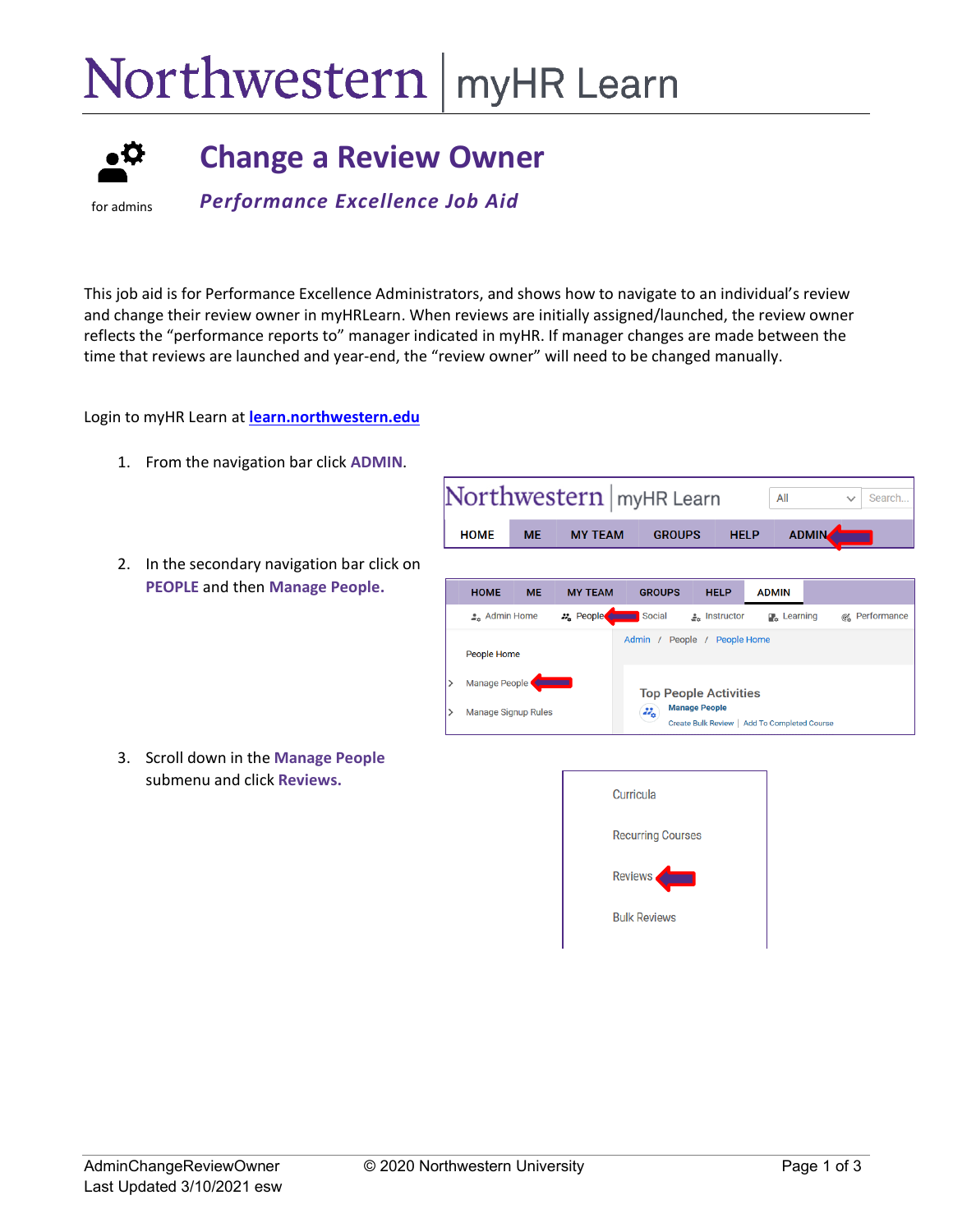# Northwestern | myHR Learn

for admins

# Change a Review Owner

*Performance Excellence Job Aid*

This job aid is for Performance Excellence Administrators, and shows how to navigate to an individual's review and change their review owner in myHRLearn. When reviews are initially assigned/launched, the review owner reflects the "performance reports to" manager indicated in myHR. If manager changes are made between the time that reviews are launched and year-end, the "review owner" will need to be changed manually.

Login to myHR Learn at **[learn.northwestern.edu](learn.northwestern.edu)**

1. From the navigation bar click **ADMIN**.
2. In the secondary navigation bar click on **PEOPLE** and then **Manage People.**
3. Scroll down in the **Manage People** submenu and click **Reviews.**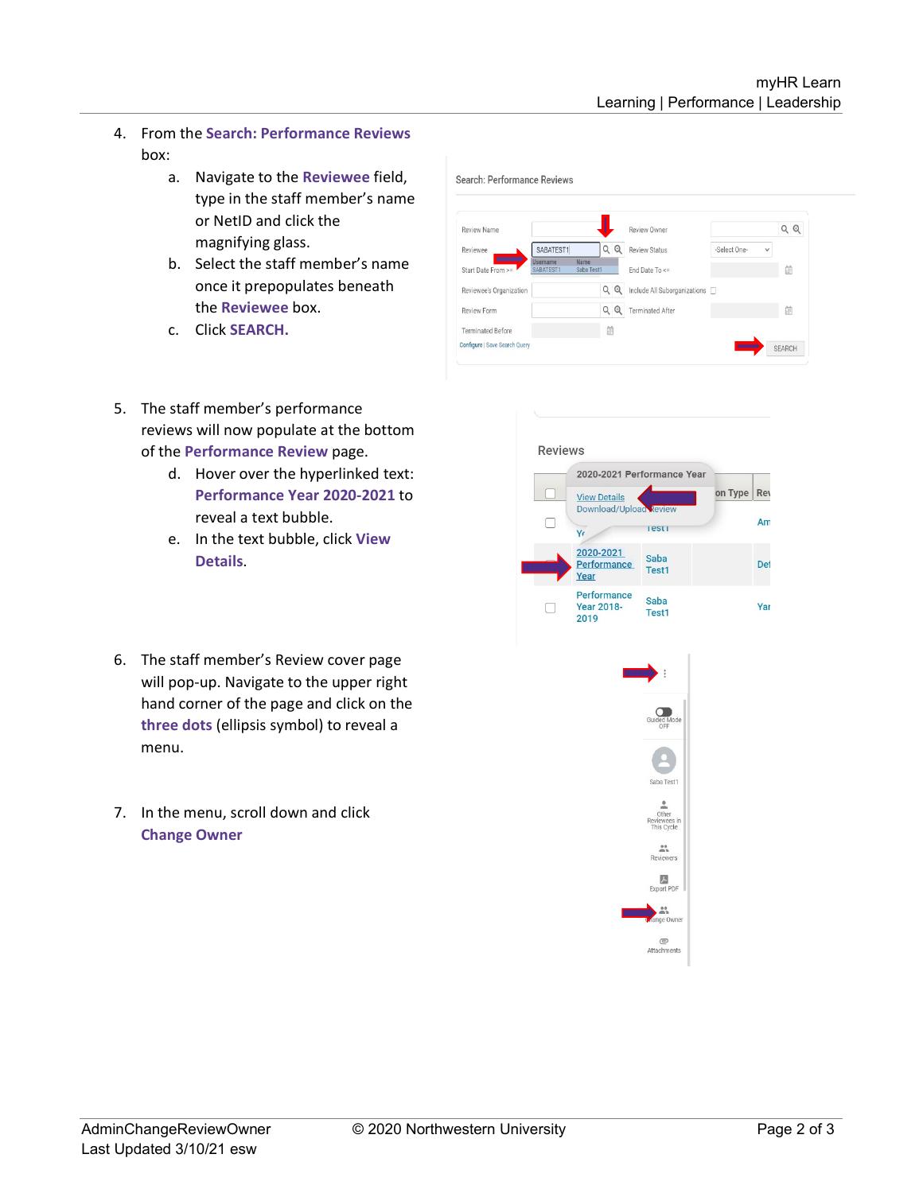4. From the **Search: Performance Reviews** box:
   a. Navigate to the **Reviewee** field, type in the staff member's name or NetID and click the magnifying glass.
   b. Select the staff member's name once it prepopulates beneath the **Reviewee** box.
   c. Click **SEARCH.**

5. The staff member's performance reviews will now populate at the bottom of the **Performance Review** page.
   d. Hover over the hyperlinked text: **Performance Year 2020-2021** to reveal a text bubble.
   e. In the text bubble, click **View Details**.

6. The staff member's Review cover page will pop-up. Navigate to the upper right hand corner of the page and click on the **three dots** (ellipsis symbol) to reveal a menu.

7. In the menu, scroll down and click **Change Owner**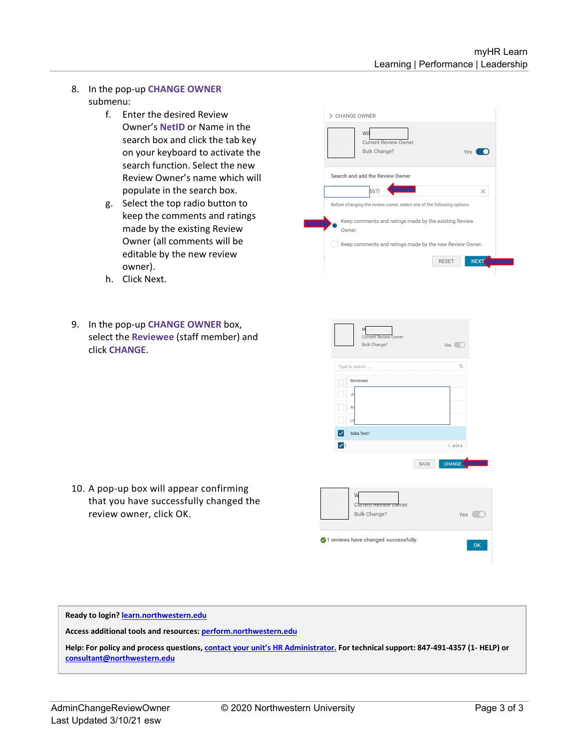8. In the pop-up **CHANGE OWNER** submenu:
   f. Enter the desired Review Owner's **NetID** or Name in the search box and click the tab key on your keyboard to activate the search function. Select the new Review Owner's name which will populate in the search box.
   g. Select the top radio button to keep the comments and ratings made by the existing Review Owner (all comments will be editable by the new review owner).
   h. Click Next.

CHANGE OWNER

Current Review Owner

Bulk Change? Yes

Search and add the Review Owner

567)

Before changing the review owner, select one of the following options.

Keep comments and ratings made by the existing Review Owner.

Keep comments and ratings made by the new Review Owner.

RESET NEXT

9. In the pop-up **CHANGE OWNER** box, select the **Reviewee** (staff member) and click **CHANGE**.

Current Review Owner

Bulk Change? Yes

Type to search ...

Reviewee

Saba Test1

1 - 4 Of 4

BACK CHANGE

10. A pop-up box will appear confirming that you have successfully changed the review owner, click OK.

Current Review Owner

Bulk Change? Yes

1 reviews have changed successfully.

OK

**Ready to login?** [learn.northwestern.edu](learn.northwestern.edu)

**Access additional tools and resources:** [perform.northwestern.edu](perform.northwestern.edu)

**Help: For policy and process questions, [contact your unit's HR Administrator.](#) For technical support: 847-491-4357 (1- HELP) or [consultant@northwestern.edu](mailto:consultant@northwestern.edu)**